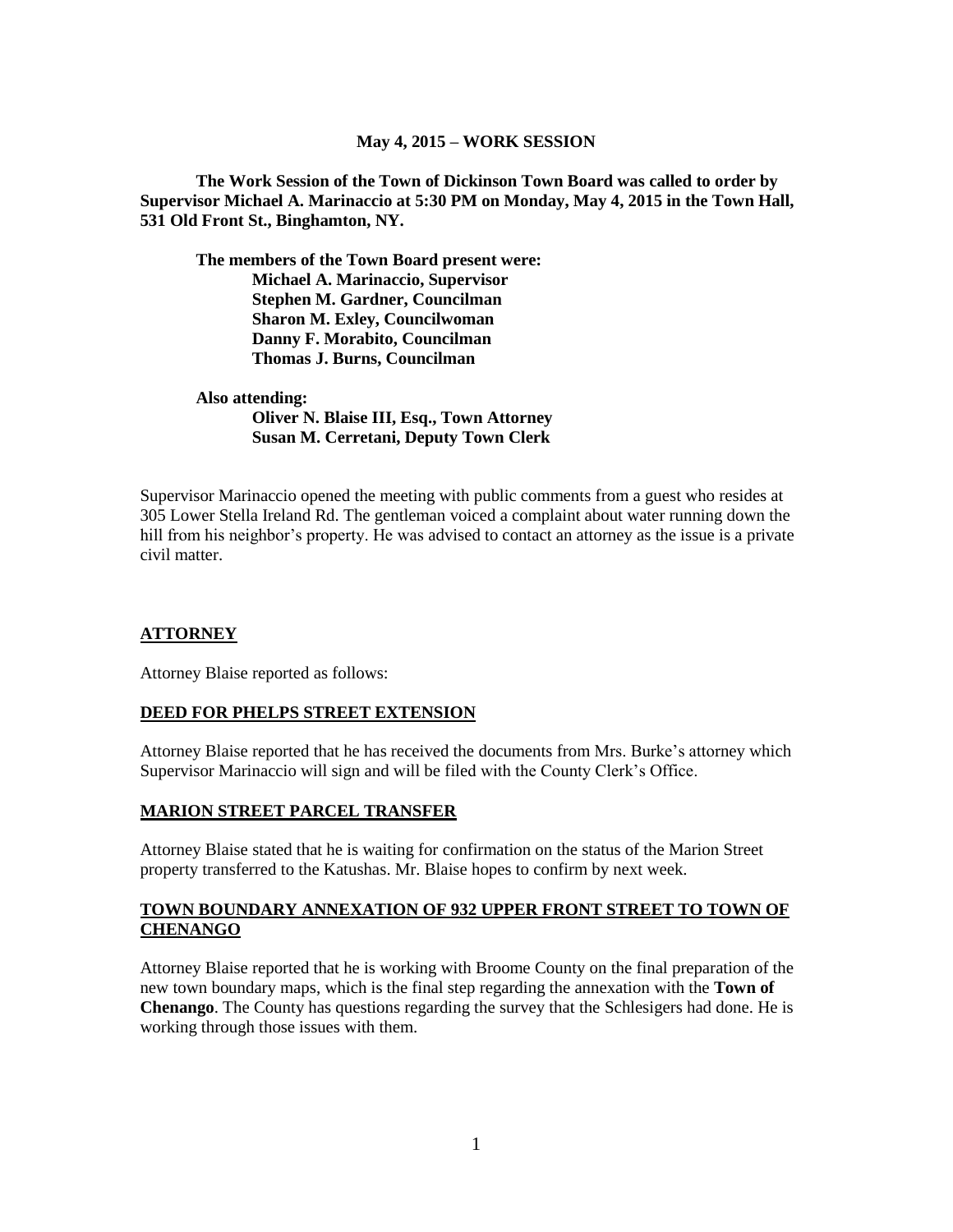**May 4, 2015 – WORK SESSION**

**The Work Session of the Town of Dickinson Town Board was called to order by Supervisor Michael A. Marinaccio at 5:30 PM on Monday, May 4, 2015 in the Town Hall, 531 Old Front St., Binghamton, NY.**

**The members of the Town Board present were:**
**Michael A. Marinaccio, Supervisor**
**Stephen M. Gardner, Councilman**
**Sharon M. Exley, Councilwoman**
**Danny F. Morabito, Councilman**
**Thomas J. Burns, Councilman**

**Also attending:**
**Oliver N. Blaise III, Esq., Town Attorney**
**Susan M. Cerretani, Deputy Town Clerk**

Supervisor Marinaccio opened the meeting with public comments from a guest who resides at 305 Lower Stella Ireland Rd. The gentleman voiced a complaint about water running down the hill from his neighbor's property. He was advised to contact an attorney as the issue is a private civil matter.

## ATTORNEY

Attorney Blaise reported as follows:

### DEED FOR PHELPS STREET EXTENSION

Attorney Blaise reported that he has received the documents from Mrs. Burke's attorney which Supervisor Marinaccio will sign and will be filed with the County Clerk's Office.

### MARION STREET PARCEL TRANSFER

Attorney Blaise stated that he is waiting for confirmation on the status of the Marion Street property transferred to the Katushas. Mr. Blaise hopes to confirm by next week.

### TOWN BOUNDARY ANNEXATION OF 932 UPPER FRONT STREET TO TOWN OF CHENANGO

Attorney Blaise reported that he is working with Broome County on the final preparation of the new town boundary maps, which is the final step regarding the annexation with the **Town of Chenango**. The County has questions regarding the survey that the Schlesigers had done. He is working through those issues with them.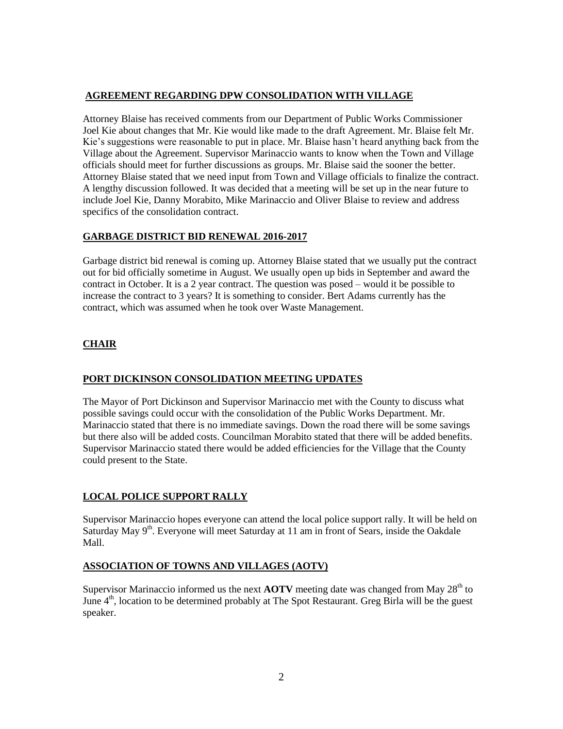## AGREEMENT REGARDING DPW CONSOLIDATION WITH VILLAGE

Attorney Blaise has received comments from our Department of Public Works Commissioner Joel Kie about changes that Mr. Kie would like made to the draft Agreement. Mr. Blaise felt Mr. Kie's suggestions were reasonable to put in place. Mr. Blaise hasn't heard anything back from the Village about the Agreement. Supervisor Marinaccio wants to know when the Town and Village officials should meet for further discussions as groups. Mr. Blaise said the sooner the better. Attorney Blaise stated that we need input from Town and Village officials to finalize the contract. A lengthy discussion followed. It was decided that a meeting will be set up in the near future to include Joel Kie, Danny Morabito, Mike Marinaccio and Oliver Blaise to review and address specifics of the consolidation contract.

## GARBAGE DISTRICT BID RENEWAL 2016-2017

Garbage district bid renewal is coming up. Attorney Blaise stated that we usually put the contract out for bid officially sometime in August. We usually open up bids in September and award the contract in October. It is a 2 year contract. The question was posed – would it be possible to increase the contract to 3 years? It is something to consider. Bert Adams currently has the contract, which was assumed when he took over Waste Management.

## CHAIR

## PORT DICKINSON CONSOLIDATION MEETING UPDATES

The Mayor of Port Dickinson and Supervisor Marinaccio met with the County to discuss what possible savings could occur with the consolidation of the Public Works Department. Mr. Marinaccio stated that there is no immediate savings. Down the road there will be some savings but there also will be added costs. Councilman Morabito stated that there will be added benefits. Supervisor Marinaccio stated there would be added efficiencies for the Village that the County could present to the State.

## LOCAL POLICE SUPPORT RALLY

Supervisor Marinaccio hopes everyone can attend the local police support rally. It will be held on Saturday May 9th. Everyone will meet Saturday at 11 am in front of Sears, inside the Oakdale Mall.

## ASSOCIATION OF TOWNS AND VILLAGES (AOTV)

Supervisor Marinaccio informed us the next **AOTV** meeting date was changed from May 28th to June 4th, location to be determined probably at The Spot Restaurant. Greg Birla will be the guest speaker.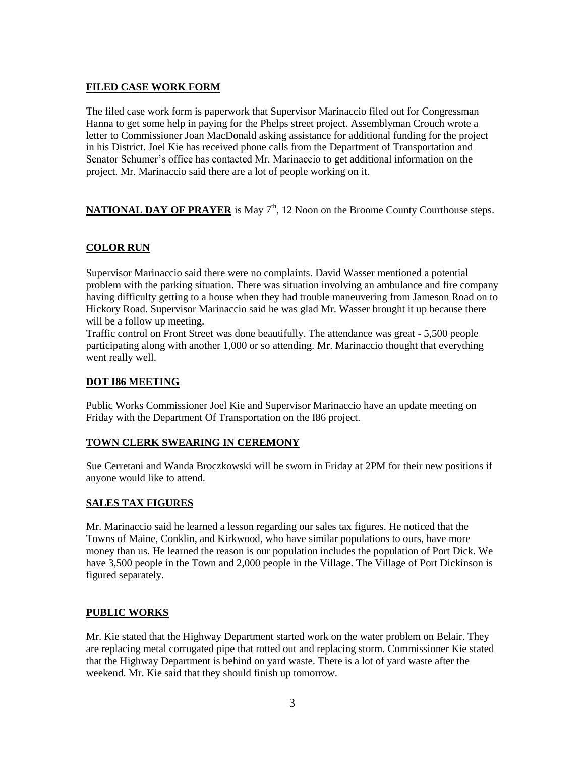**FILED CASE WORK FORM**

The filed case work form is paperwork that Supervisor Marinaccio filed out for Congressman Hanna to get some help in paying for the Phelps street project. Assemblyman Crouch wrote a letter to Commissioner Joan MacDonald asking assistance for additional funding for the project in his District. Joel Kie has received phone calls from the Department of Transportation and Senator Schumer's office has contacted Mr. Marinaccio to get additional information on the project. Mr. Marinaccio said there are a lot of people working on it.

**NATIONAL DAY OF PRAYER** is May 7th, 12 Noon on the Broome County Courthouse steps.

**COLOR RUN**

Supervisor Marinaccio said there were no complaints. David Wasser mentioned a potential problem with the parking situation. There was situation involving an ambulance and fire company having difficulty getting to a house when they had trouble maneuvering from Jameson Road on to Hickory Road. Supervisor Marinaccio said he was glad Mr. Wasser brought it up because there will be a follow up meeting.
Traffic control on Front Street was done beautifully. The attendance was great - 5,500 people participating along with another 1,000 or so attending. Mr. Marinaccio thought that everything went really well.

**DOT I86 MEETING**

Public Works Commissioner Joel Kie and Supervisor Marinaccio have an update meeting on Friday with the Department Of Transportation on the I86 project.

**TOWN CLERK SWEARING IN CEREMONY**

Sue Cerretani and Wanda Broczkowski will be sworn in Friday at 2PM for their new positions if anyone would like to attend.

**SALES TAX FIGURES**

Mr. Marinaccio said he learned a lesson regarding our sales tax figures. He noticed that the Towns of Maine, Conklin, and Kirkwood, who have similar populations to ours, have more money than us. He learned the reason is our population includes the population of Port Dick. We have 3,500 people in the Town and 2,000 people in the Village. The Village of Port Dickinson is figured separately.

**PUBLIC WORKS**

Mr. Kie stated that the Highway Department started work on the water problem on Belair. They are replacing metal corrugated pipe that rotted out and replacing storm. Commissioner Kie stated that the Highway Department is behind on yard waste. There is a lot of yard waste after the weekend. Mr. Kie said that they should finish up tomorrow.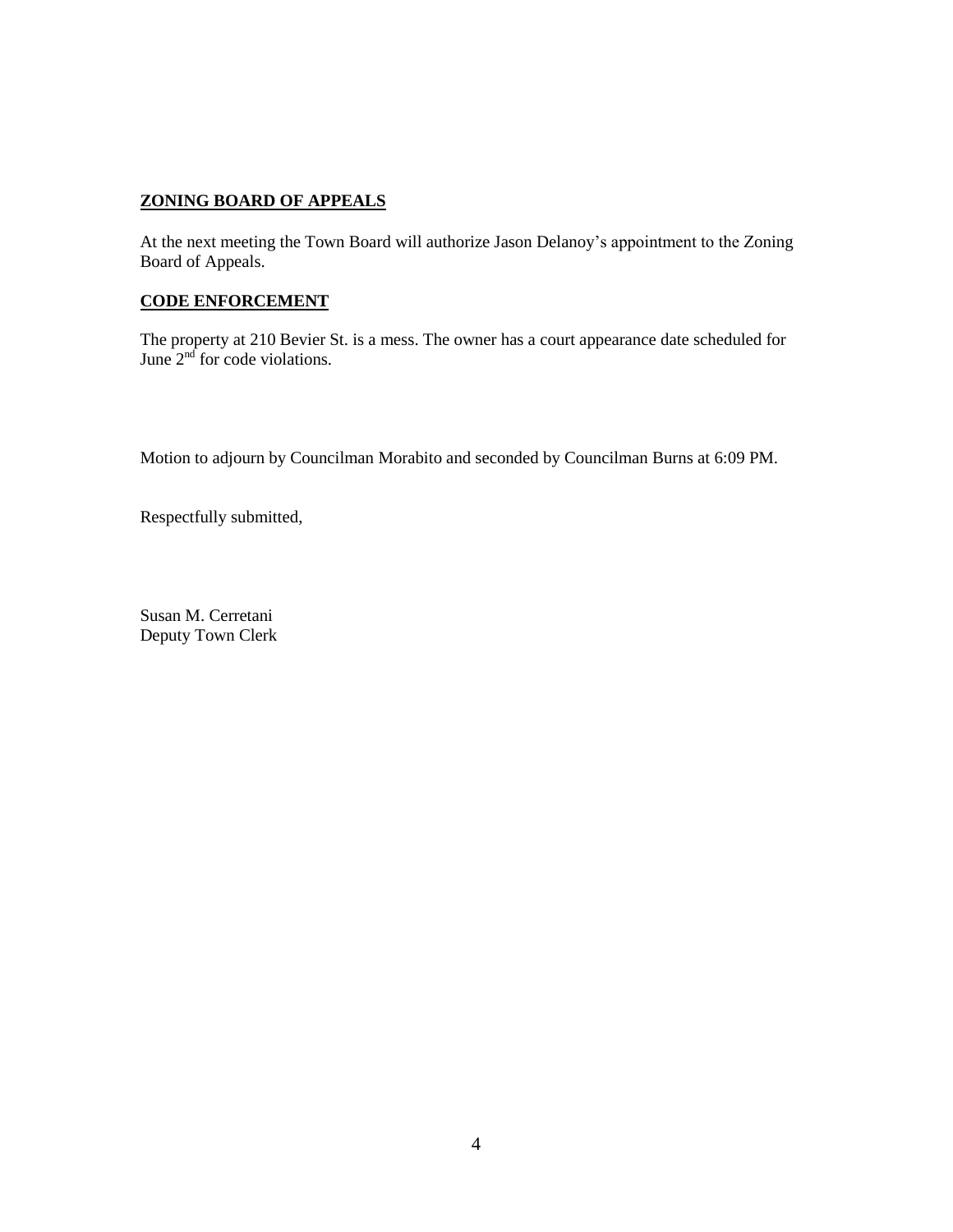## ZONING BOARD OF APPEALS

At the next meeting the Town Board will authorize Jason Delanoy's appointment to the Zoning Board of Appeals.

## CODE ENFORCEMENT

The property at 210 Bevier St. is a mess. The owner has a court appearance date scheduled for June 2nd for code violations.

Motion to adjourn by Councilman Morabito and seconded by Councilman Burns at 6:09 PM.

Respectfully submitted,

Susan M. Cerretani
Deputy Town Clerk